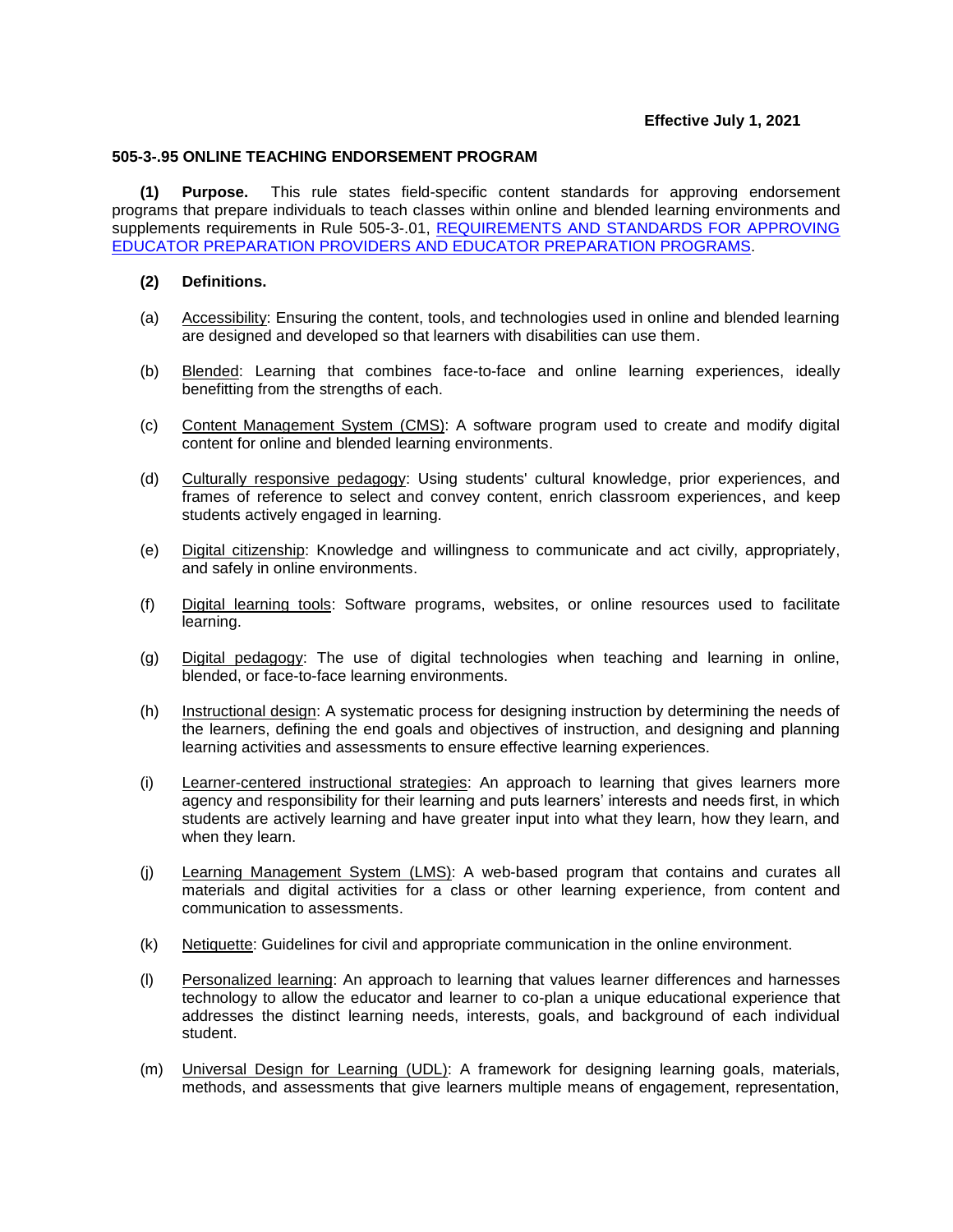**Effective July 1, 2021**

## 505-3-.95 ONLINE TEACHING ENDORSEMENT PROGRAM

**(1) Purpose.** This rule states field-specific content standards for approving endorsement programs that prepare individuals to teach classes within online and blended learning environments and supplements requirements in Rule 505-3-.01, REQUIREMENTS AND STANDARDS FOR APPROVING EDUCATOR PREPARATION PROVIDERS AND EDUCATOR PREPARATION PROGRAMS.

**(2) Definitions.**

(a) Accessibility: Ensuring the content, tools, and technologies used in online and blended learning are designed and developed so that learners with disabilities can use them.

(b) Blended: Learning that combines face-to-face and online learning experiences, ideally benefitting from the strengths of each.

(c) Content Management System (CMS): A software program used to create and modify digital content for online and blended learning environments.

(d) Culturally responsive pedagogy: Using students' cultural knowledge, prior experiences, and frames of reference to select and convey content, enrich classroom experiences, and keep students actively engaged in learning.

(e) Digital citizenship: Knowledge and willingness to communicate and act civilly, appropriately, and safely in online environments.

(f) Digital learning tools: Software programs, websites, or online resources used to facilitate learning.

(g) Digital pedagogy: The use of digital technologies when teaching and learning in online, blended, or face-to-face learning environments.

(h) Instructional design: A systematic process for designing instruction by determining the needs of the learners, defining the end goals and objectives of instruction, and designing and planning learning activities and assessments to ensure effective learning experiences.

(i) Learner-centered instructional strategies: An approach to learning that gives learners more agency and responsibility for their learning and puts learners' interests and needs first, in which students are actively learning and have greater input into what they learn, how they learn, and when they learn.

(j) Learning Management System (LMS): A web-based program that contains and curates all materials and digital activities for a class or other learning experience, from content and communication to assessments.

(k) Netiquette: Guidelines for civil and appropriate communication in the online environment.

(l) Personalized learning: An approach to learning that values learner differences and harnesses technology to allow the educator and learner to co-plan a unique educational experience that addresses the distinct learning needs, interests, goals, and background of each individual student.

(m) Universal Design for Learning (UDL): A framework for designing learning goals, materials, methods, and assessments that give learners multiple means of engagement, representation,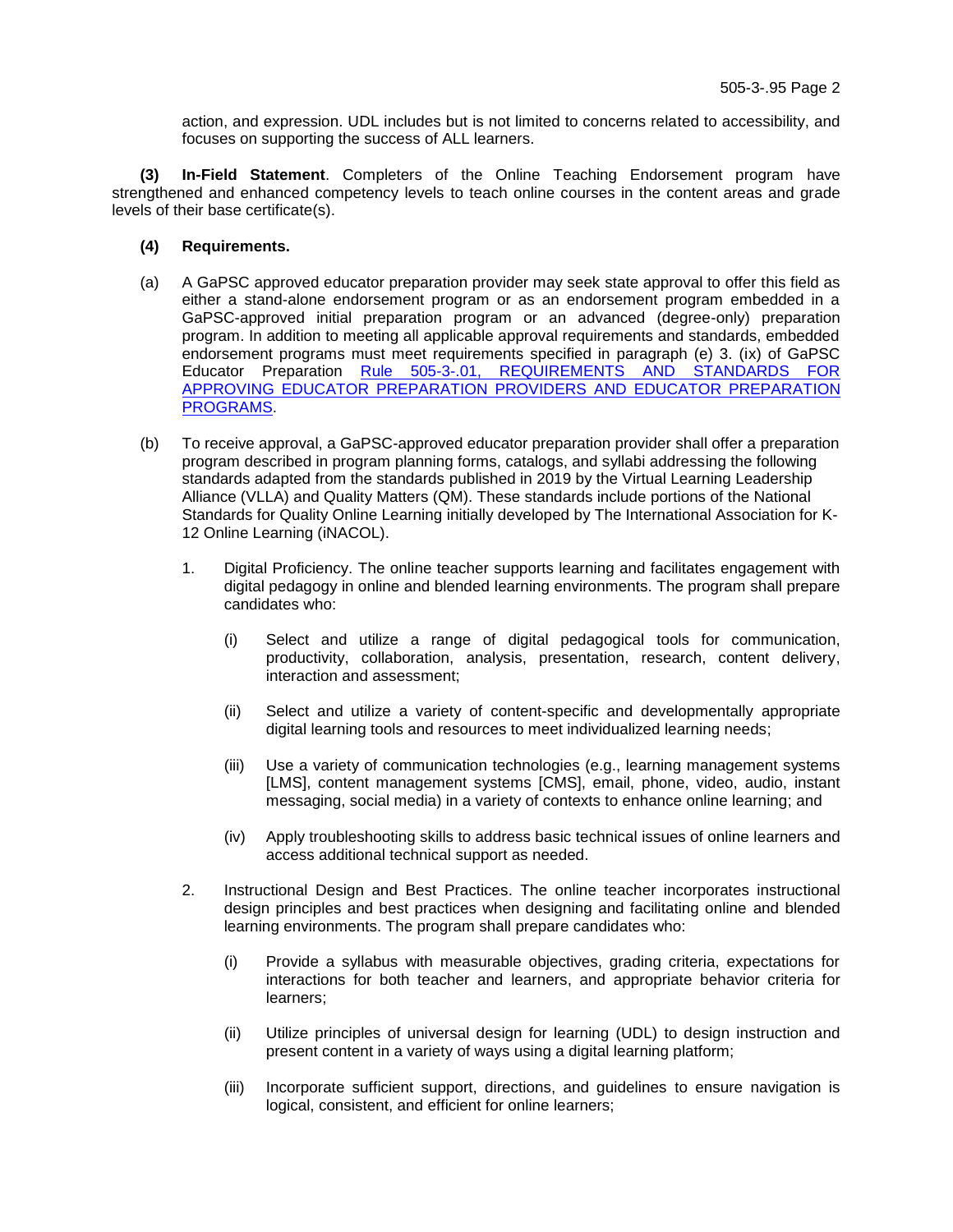action, and expression. UDL includes but is not limited to concerns related to accessibility, and focuses on supporting the success of ALL learners.

**(3) In-Field Statement**. Completers of the Online Teaching Endorsement program have strengthened and enhanced competency levels to teach online courses in the content areas and grade levels of their base certificate(s).

**(4) Requirements.**

(a) A GaPSC approved educator preparation provider may seek state approval to offer this field as either a stand-alone endorsement program or as an endorsement program embedded in a GaPSC-approved initial preparation program or an advanced (degree-only) preparation program. In addition to meeting all applicable approval requirements and standards, embedded endorsement programs must meet requirements specified in paragraph (e) 3. (ix) of GaPSC Educator Preparation Rule 505-3-.01, REQUIREMENTS AND STANDARDS FOR APPROVING EDUCATOR PREPARATION PROVIDERS AND EDUCATOR PREPARATION PROGRAMS.

(b) To receive approval, a GaPSC-approved educator preparation provider shall offer a preparation program described in program planning forms, catalogs, and syllabi addressing the following standards adapted from the standards published in 2019 by the Virtual Learning Leadership Alliance (VLLA) and Quality Matters (QM). These standards include portions of the National Standards for Quality Online Learning initially developed by The International Association for K-12 Online Learning (iNACOL).

1. Digital Proficiency. The online teacher supports learning and facilitates engagement with digital pedagogy in online and blended learning environments. The program shall prepare candidates who:

    (i) Select and utilize a range of digital pedagogical tools for communication, productivity, collaboration, analysis, presentation, research, content delivery, interaction and assessment;

    (ii) Select and utilize a variety of content-specific and developmentally appropriate digital learning tools and resources to meet individualized learning needs;

    (iii) Use a variety of communication technologies (e.g., learning management systems [LMS], content management systems [CMS], email, phone, video, audio, instant messaging, social media) in a variety of contexts to enhance online learning; and

    (iv) Apply troubleshooting skills to address basic technical issues of online learners and access additional technical support as needed.

2. Instructional Design and Best Practices. The online teacher incorporates instructional design principles and best practices when designing and facilitating online and blended learning environments. The program shall prepare candidates who:

    (i) Provide a syllabus with measurable objectives, grading criteria, expectations for interactions for both teacher and learners, and appropriate behavior criteria for learners;

    (ii) Utilize principles of universal design for learning (UDL) to design instruction and present content in a variety of ways using a digital learning platform;

    (iii) Incorporate sufficient support, directions, and guidelines to ensure navigation is logical, consistent, and efficient for online learners;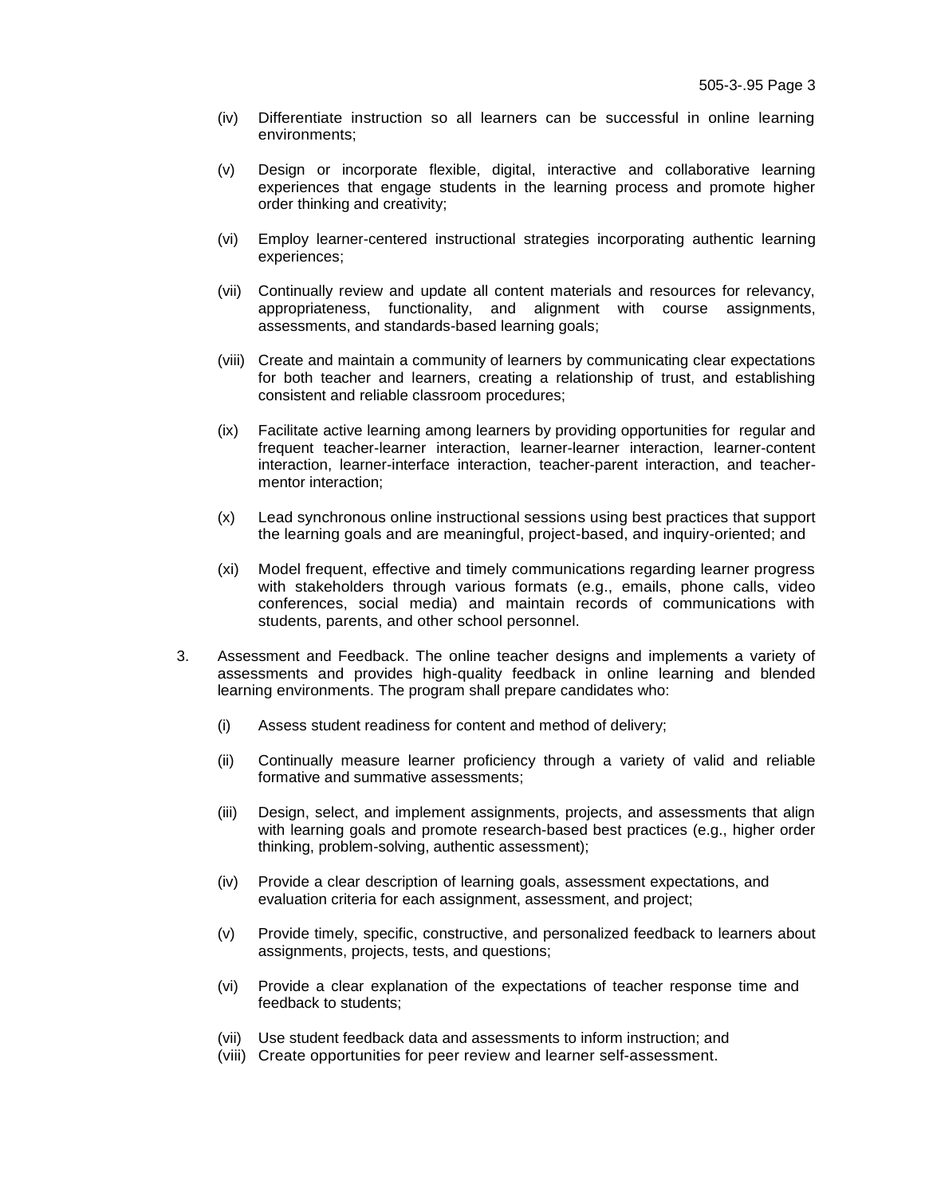(iv) Differentiate instruction so all learners can be successful in online learning environments;

(v) Design or incorporate flexible, digital, interactive and collaborative learning experiences that engage students in the learning process and promote higher order thinking and creativity;

(vi) Employ learner-centered instructional strategies incorporating authentic learning experiences;

(vii) Continually review and update all content materials and resources for relevancy, appropriateness, functionality, and alignment with course assignments, assessments, and standards-based learning goals;

(viii) Create and maintain a community of learners by communicating clear expectations for both teacher and learners, creating a relationship of trust, and establishing consistent and reliable classroom procedures;

(ix) Facilitate active learning among learners by providing opportunities for regular and frequent teacher-learner interaction, learner-learner interaction, learner-content interaction, learner-interface interaction, teacher-parent interaction, and teacher-mentor interaction;

(x) Lead synchronous online instructional sessions using best practices that support the learning goals and are meaningful, project-based, and inquiry-oriented; and

(xi) Model frequent, effective and timely communications regarding learner progress with stakeholders through various formats (e.g., emails, phone calls, video conferences, social media) and maintain records of communications with students, parents, and other school personnel.

3. Assessment and Feedback. The online teacher designs and implements a variety of assessments and provides high-quality feedback in online learning and blended learning environments. The program shall prepare candidates who:

(i) Assess student readiness for content and method of delivery;

(ii) Continually measure learner proficiency through a variety of valid and reliable formative and summative assessments;

(iii) Design, select, and implement assignments, projects, and assessments that align with learning goals and promote research-based best practices (e.g., higher order thinking, problem-solving, authentic assessment);

(iv) Provide a clear description of learning goals, assessment expectations, and evaluation criteria for each assignment, assessment, and project;

(v) Provide timely, specific, constructive, and personalized feedback to learners about assignments, projects, tests, and questions;

(vi) Provide a clear explanation of the expectations of teacher response time and feedback to students;

(vii) Use student feedback data and assessments to inform instruction; and

(viii) Create opportunities for peer review and learner self-assessment.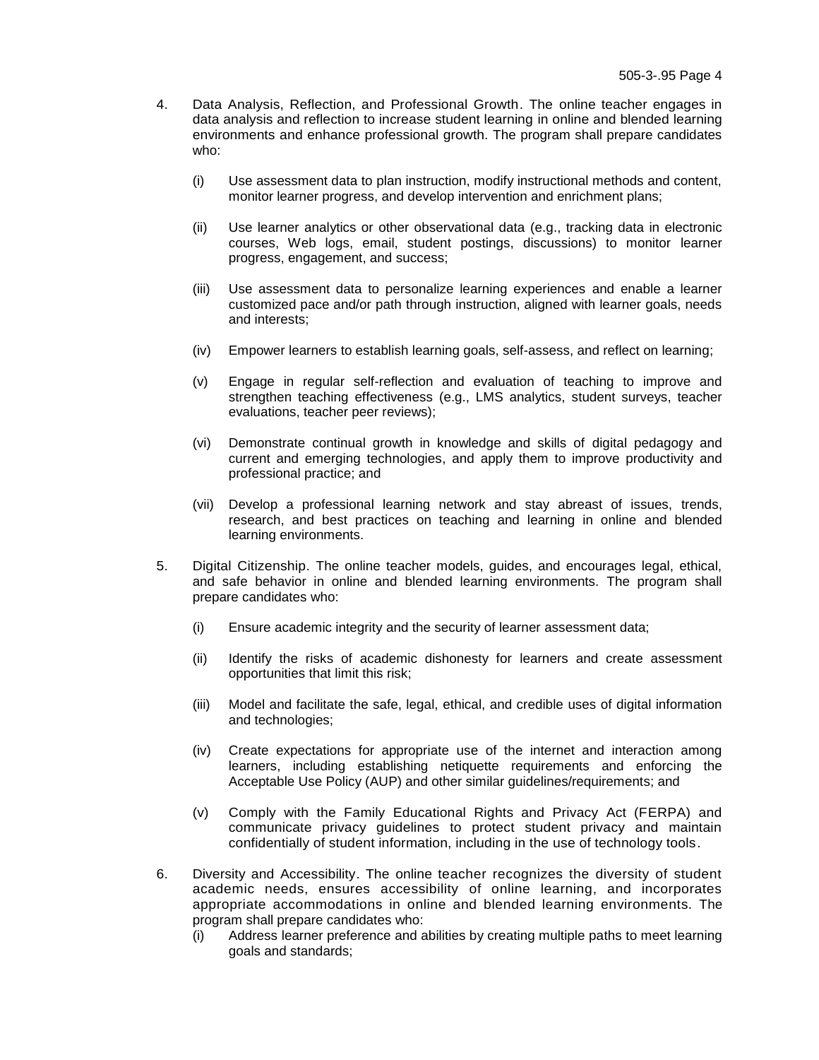4. Data Analysis, Reflection, and Professional Growth. The online teacher engages in data analysis and reflection to increase student learning in online and blended learning environments and enhance professional growth. The program shall prepare candidates who:

   (i) Use assessment data to plan instruction, modify instructional methods and content, monitor learner progress, and develop intervention and enrichment plans;

   (ii) Use learner analytics or other observational data (e.g., tracking data in electronic courses, Web logs, email, student postings, discussions) to monitor learner progress, engagement, and success;

   (iii) Use assessment data to personalize learning experiences and enable a learner customized pace and/or path through instruction, aligned with learner goals, needs and interests;

   (iv) Empower learners to establish learning goals, self-assess, and reflect on learning;

   (v) Engage in regular self-reflection and evaluation of teaching to improve and strengthen teaching effectiveness (e.g., LMS analytics, student surveys, teacher evaluations, teacher peer reviews);

   (vi) Demonstrate continual growth in knowledge and skills of digital pedagogy and current and emerging technologies, and apply them to improve productivity and professional practice; and

   (vii) Develop a professional learning network and stay abreast of issues, trends, research, and best practices on teaching and learning in online and blended learning environments.

5. Digital Citizenship. The online teacher models, guides, and encourages legal, ethical, and safe behavior in online and blended learning environments. The program shall prepare candidates who:

   (i) Ensure academic integrity and the security of learner assessment data;

   (ii) Identify the risks of academic dishonesty for learners and create assessment opportunities that limit this risk;

   (iii) Model and facilitate the safe, legal, ethical, and credible uses of digital information and technologies;

   (iv) Create expectations for appropriate use of the internet and interaction among learners, including establishing netiquette requirements and enforcing the Acceptable Use Policy (AUP) and other similar guidelines/requirements; and

   (v) Comply with the Family Educational Rights and Privacy Act (FERPA) and communicate privacy guidelines to protect student privacy and maintain confidentially of student information, including in the use of technology tools.

6. Diversity and Accessibility. The online teacher recognizes the diversity of student academic needs, ensures accessibility of online learning, and incorporates appropriate accommodations in online and blended learning environments. The program shall prepare candidates who:

   (i) Address learner preference and abilities by creating multiple paths to meet learning goals and standards;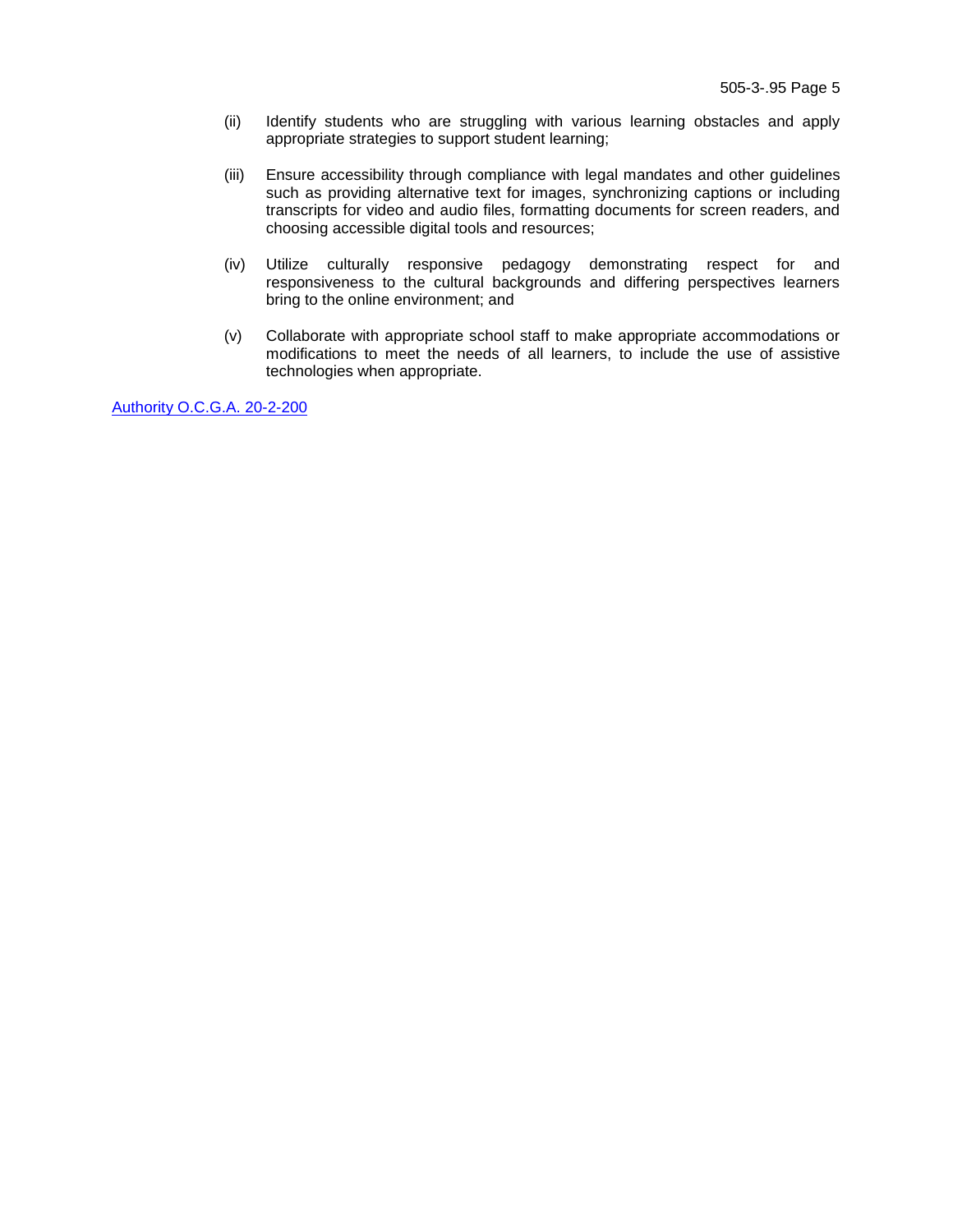(ii) Identify students who are struggling with various learning obstacles and apply appropriate strategies to support student learning;

(iii) Ensure accessibility through compliance with legal mandates and other guidelines such as providing alternative text for images, synchronizing captions or including transcripts for video and audio files, formatting documents for screen readers, and choosing accessible digital tools and resources;

(iv) Utilize culturally responsive pedagogy demonstrating respect for and responsiveness to the cultural backgrounds and differing perspectives learners bring to the online environment; and

(v) Collaborate with appropriate school staff to make appropriate accommodations or modifications to meet the needs of all learners, to include the use of assistive technologies when appropriate.

Authority O.C.G.A. 20-2-200